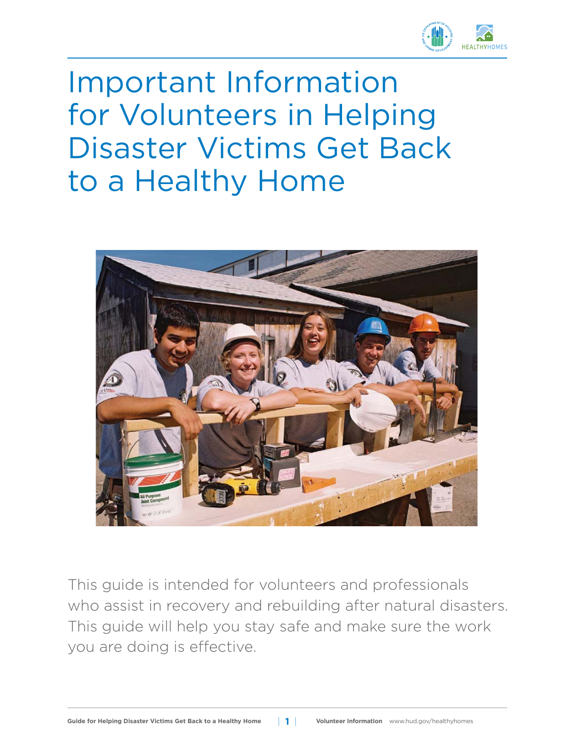# Important Information for Volunteers in Helping Disaster Victims Get Back to a Healthy Home

This guide is intended for volunteers and professionals who assist in recovery and rebuilding after natural disasters. This guide will help you stay safe and make sure the work you are doing is effective.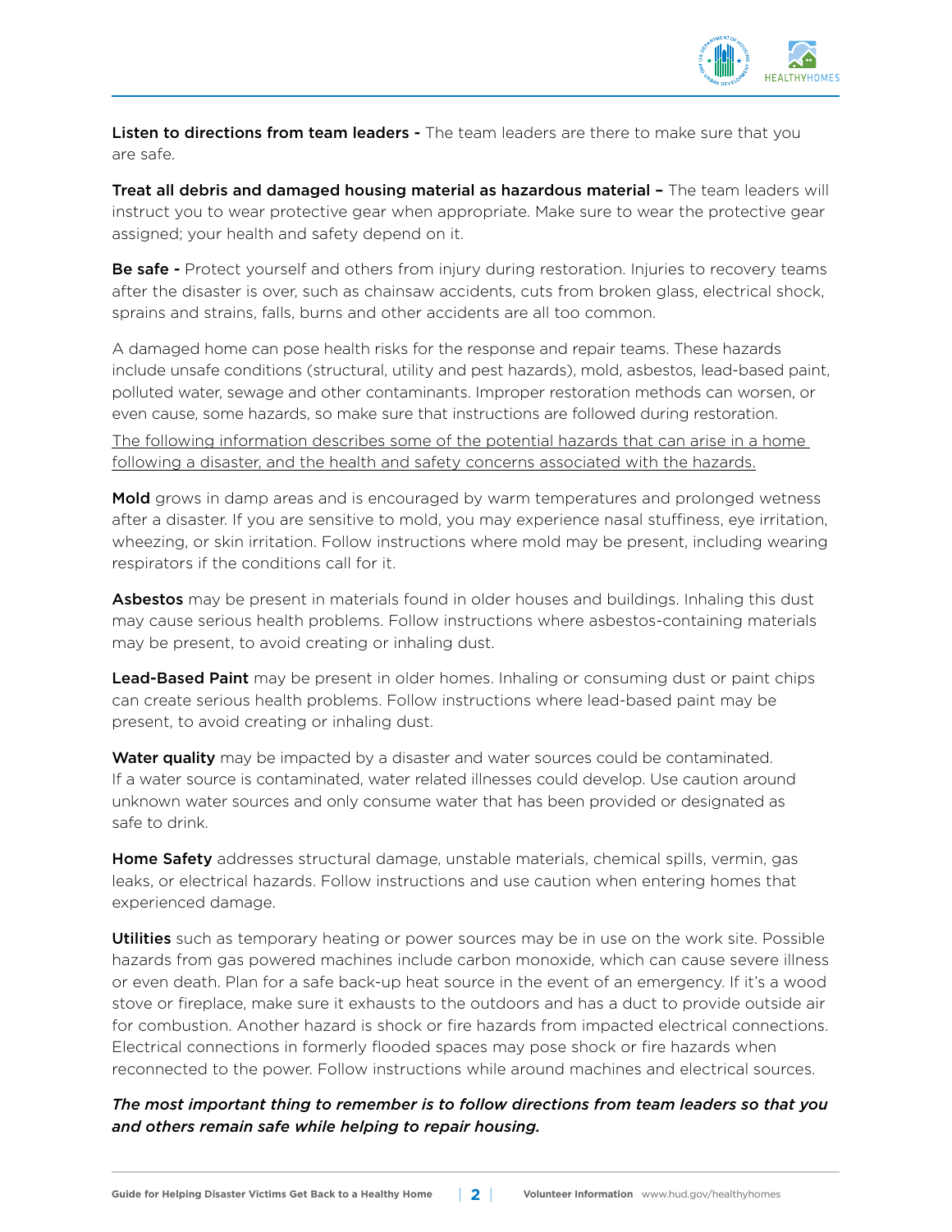**Listen to directions from team leaders -** The team leaders are there to make sure that you are safe.

**Treat all debris and damaged housing material as hazardous material –** The team leaders will instruct you to wear protective gear when appropriate. Make sure to wear the protective gear assigned; your health and safety depend on it.

**Be safe -** Protect yourself and others from injury during restoration. Injuries to recovery teams after the disaster is over, such as chainsaw accidents, cuts from broken glass, electrical shock, sprains and strains, falls, burns and other accidents are all too common.

A damaged home can pose health risks for the response and repair teams. These hazards include unsafe conditions (structural, utility and pest hazards), mold, asbestos, lead-based paint, polluted water, sewage and other contaminants. Improper restoration methods can worsen, or even cause, some hazards, so make sure that instructions are followed during restoration.

The following information describes some of the potential hazards that can arise in a home following a disaster, and the health and safety concerns associated with the hazards.

**Mold** grows in damp areas and is encouraged by warm temperatures and prolonged wetness after a disaster. If you are sensitive to mold, you may experience nasal stuffiness, eye irritation, wheezing, or skin irritation. Follow instructions where mold may be present, including wearing respirators if the conditions call for it.

**Asbestos** may be present in materials found in older houses and buildings. Inhaling this dust may cause serious health problems. Follow instructions where asbestos-containing materials may be present, to avoid creating or inhaling dust.

**Lead-Based Paint** may be present in older homes. Inhaling or consuming dust or paint chips can create serious health problems. Follow instructions where lead-based paint may be present, to avoid creating or inhaling dust.

**Water quality** may be impacted by a disaster and water sources could be contaminated. If a water source is contaminated, water related illnesses could develop. Use caution around unknown water sources and only consume water that has been provided or designated as safe to drink.

**Home Safety** addresses structural damage, unstable materials, chemical spills, vermin, gas leaks, or electrical hazards. Follow instructions and use caution when entering homes that experienced damage.

**Utilities** such as temporary heating or power sources may be in use on the work site. Possible hazards from gas powered machines include carbon monoxide, which can cause severe illness or even death. Plan for a safe back-up heat source in the event of an emergency. If it's a wood stove or fireplace, make sure it exhausts to the outdoors and has a duct to provide outside air for combustion. Another hazard is shock or fire hazards from impacted electrical connections. Electrical connections in formerly flooded spaces may pose shock or fire hazards when reconnected to the power. Follow instructions while around machines and electrical sources.

***The most important thing to remember is to follow directions from team leaders so that you and others remain safe while helping to repair housing.***